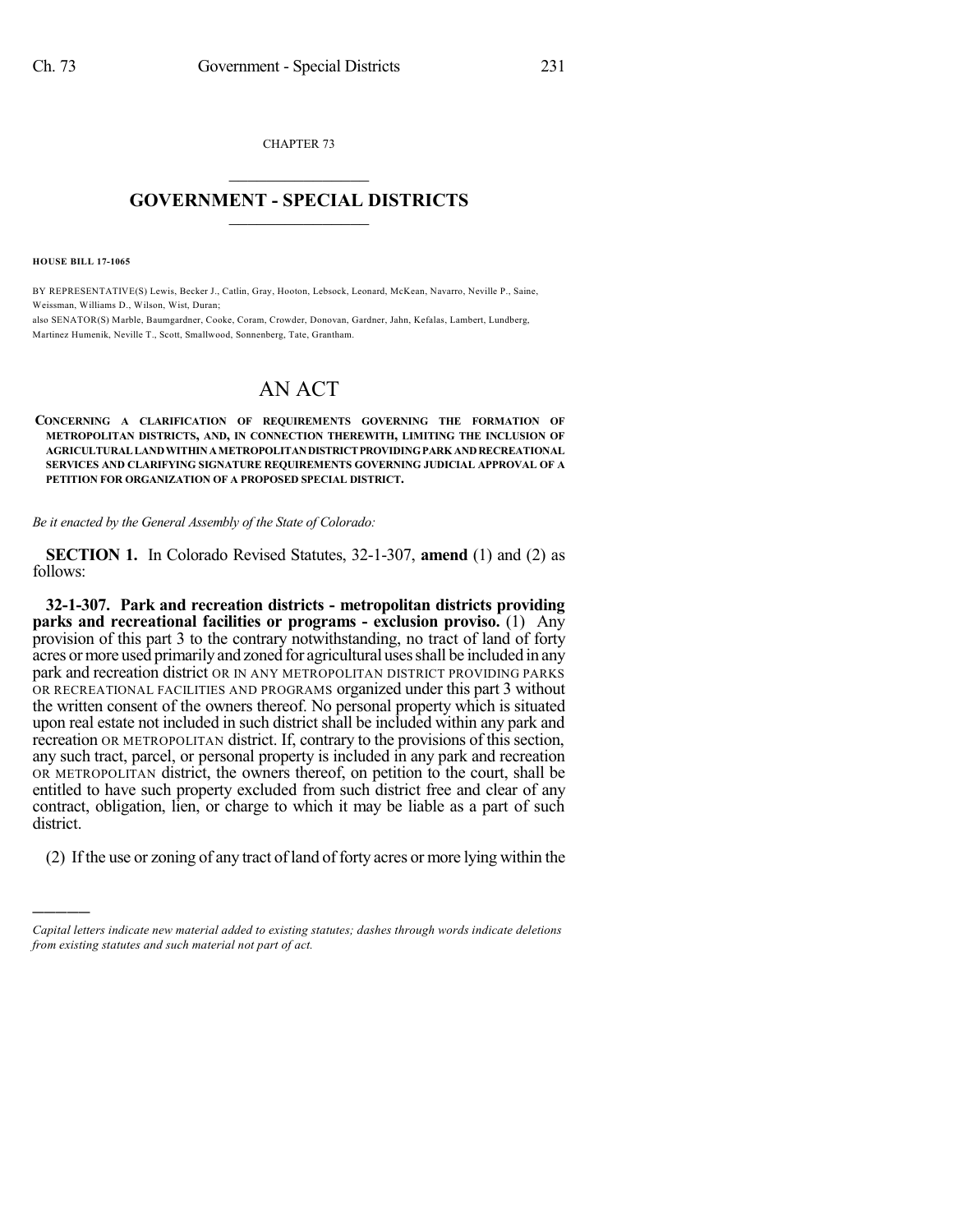CHAPTER 73

# GOVERNMENT - SPECIAL DISTRICTS

**HOUSE BILL 17-1065**

BY REPRESENTATIVE(S) Lewis, Becker J., Catlin, Gray, Hooton, Lebsock, Leonard, McKean, Navarro, Neville P., Saine, Weissman, Williams D., Wilson, Wist, Duran;
also SENATOR(S) Marble, Baumgardner, Cooke, Coram, Crowder, Donovan, Gardner, Jahn, Kefalas, Lambert, Lundberg, Martinez Humenik, Neville T., Scott, Smallwood, Sonnenberg, Tate, Grantham.

# AN ACT

**CONCERNING A CLARIFICATION OF REQUIREMENTS GOVERNING THE FORMATION OF METROPOLITAN DISTRICTS, AND, IN CONNECTION THEREWITH, LIMITING THE INCLUSION OF AGRICULTURAL LAND WITHIN A METROPOLITAN DISTRICT PROVIDING PARK AND RECREATIONAL SERVICES AND CLARIFYING SIGNATURE REQUIREMENTS GOVERNING JUDICIAL APPROVAL OF A PETITION FOR ORGANIZATION OF A PROPOSED SPECIAL DISTRICT.**

*Be it enacted by the General Assembly of the State of Colorado:*

**SECTION 1.** In Colorado Revised Statutes, 32-1-307, **amend** (1) and (2) as follows:

**32-1-307. Park and recreation districts - metropolitan districts providing parks and recreational facilities or programs - exclusion proviso.** (1) Any provision of this part 3 to the contrary notwithstanding, no tract of land of forty acres or more used primarily and zoned for agricultural uses shall be included in any park and recreation district OR IN ANY METROPOLITAN DISTRICT PROVIDING PARKS OR RECREATIONAL FACILITIES AND PROGRAMS organized under this part 3 without the written consent of the owners thereof. No personal property which is situated upon real estate not included in such district shall be included within any park and recreation OR METROPOLITAN district. If, contrary to the provisions of this section, any such tract, parcel, or personal property is included in any park and recreation OR METROPOLITAN district, the owners thereof, on petition to the court, shall be entitled to have such property excluded from such district free and clear of any contract, obligation, lien, or charge to which it may be liable as a part of such district.

(2) If the use or zoning of any tract of land of forty acres or more lying within the

*Capital letters indicate new material added to existing statutes; dashes through words indicate deletions from existing statutes and such material not part of act.*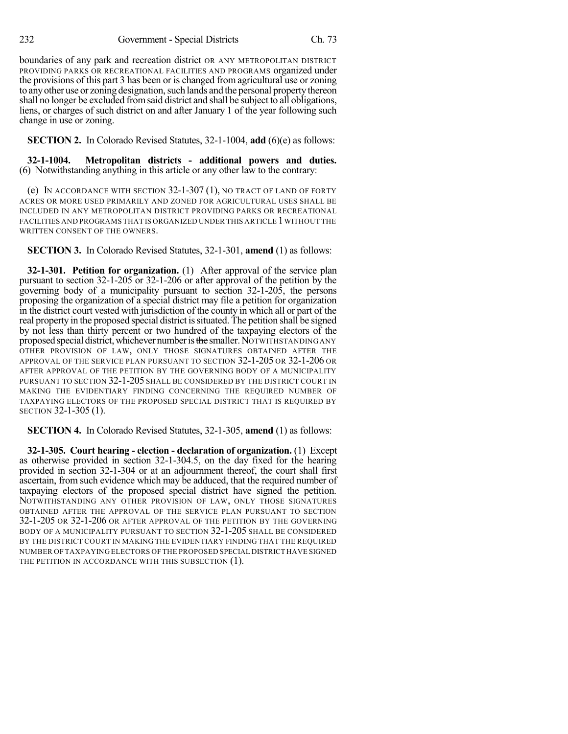boundaries of any park and recreation district OR ANY METROPOLITAN DISTRICT PROVIDING PARKS OR RECREATIONAL FACILITIES AND PROGRAMS organized under the provisions of this part 3 has been or is changed from agricultural use or zoning to any other use or zoning designation, such lands and the personal property thereon shall no longer be excluded from said district and shall be subject to all obligations, liens, or charges of such district on and after January 1 of the year following such change in use or zoning.

**SECTION 2.** In Colorado Revised Statutes, 32-1-1004, **add** (6)(e) as follows:

**32-1-1004. Metropolitan districts - additional powers and duties.** (6) Notwithstanding anything in this article or any other law to the contrary:

(e) IN ACCORDANCE WITH SECTION 32-1-307 (1), NO TRACT OF LAND OF FORTY ACRES OR MORE USED PRIMARILY AND ZONED FOR AGRICULTURAL USES SHALL BE INCLUDED IN ANY METROPOLITAN DISTRICT PROVIDING PARKS OR RECREATIONAL FACILITIES AND PROGRAMS THAT IS ORGANIZED UNDER THIS ARTICLE 1 WITHOUT THE WRITTEN CONSENT OF THE OWNERS.

**SECTION 3.** In Colorado Revised Statutes, 32-1-301, **amend** (1) as follows:

**32-1-301. Petition for organization.** (1) After approval of the service plan pursuant to section 32-1-205 or 32-1-206 or after approval of the petition by the governing body of a municipality pursuant to section 32-1-205, the persons proposing the organization of a special district may file a petition for organization in the district court vested with jurisdiction of the county in which all or part of the real property in the proposed special district is situated. The petition shall be signed by not less than thirty percent or two hundred of the taxpaying electors of the proposed special district, whichever number is ~~the~~ smaller. NOTWITHSTANDING ANY OTHER PROVISION OF LAW, ONLY THOSE SIGNATURES OBTAINED AFTER THE APPROVAL OF THE SERVICE PLAN PURSUANT TO SECTION 32-1-205 OR 32-1-206 OR AFTER APPROVAL OF THE PETITION BY THE GOVERNING BODY OF A MUNICIPALITY PURSUANT TO SECTION 32-1-205 SHALL BE CONSIDERED BY THE DISTRICT COURT IN MAKING THE EVIDENTIARY FINDING CONCERNING THE REQUIRED NUMBER OF TAXPAYING ELECTORS OF THE PROPOSED SPECIAL DISTRICT THAT IS REQUIRED BY SECTION 32-1-305 (1).

**SECTION 4.** In Colorado Revised Statutes, 32-1-305, **amend** (1) as follows:

**32-1-305. Court hearing - election - declaration of organization.** (1) Except as otherwise provided in section 32-1-304.5, on the day fixed for the hearing provided in section 32-1-304 or at an adjournment thereof, the court shall first ascertain, from such evidence which may be adduced, that the required number of taxpaying electors of the proposed special district have signed the petition. NOTWITHSTANDING ANY OTHER PROVISION OF LAW, ONLY THOSE SIGNATURES OBTAINED AFTER THE APPROVAL OF THE SERVICE PLAN PURSUANT TO SECTION 32-1-205 OR 32-1-206 OR AFTER APPROVAL OF THE PETITION BY THE GOVERNING BODY OF A MUNICIPALITY PURSUANT TO SECTION 32-1-205 SHALL BE CONSIDERED BY THE DISTRICT COURT IN MAKING THE EVIDENTIARY FINDING THAT THE REQUIRED NUMBER OF TAXPAYING ELECTORS OF THE PROPOSED SPECIAL DISTRICT HAVE SIGNED THE PETITION IN ACCORDANCE WITH THIS SUBSECTION (1).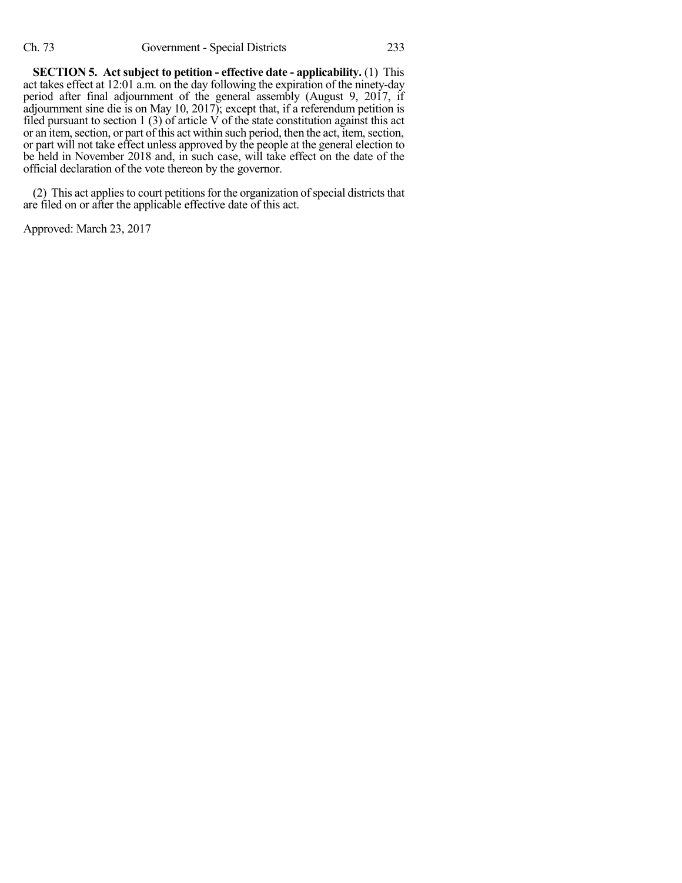**SECTION 5. Act subject to petition - effective date - applicability.** (1) This act takes effect at 12:01 a.m. on the day following the expiration of the ninety-day period after final adjournment of the general assembly (August 9, 2017, if adjournment sine die is on May 10, 2017); except that, if a referendum petition is filed pursuant to section 1 (3) of article V of the state constitution against this act or an item, section, or part of this act within such period, then the act, item, section, or part will not take effect unless approved by the people at the general election to be held in November 2018 and, in such case, will take effect on the date of the official declaration of the vote thereon by the governor.

(2) This act applies to court petitions for the organization of special districts that are filed on or after the applicable effective date of this act.

Approved: March 23, 2017